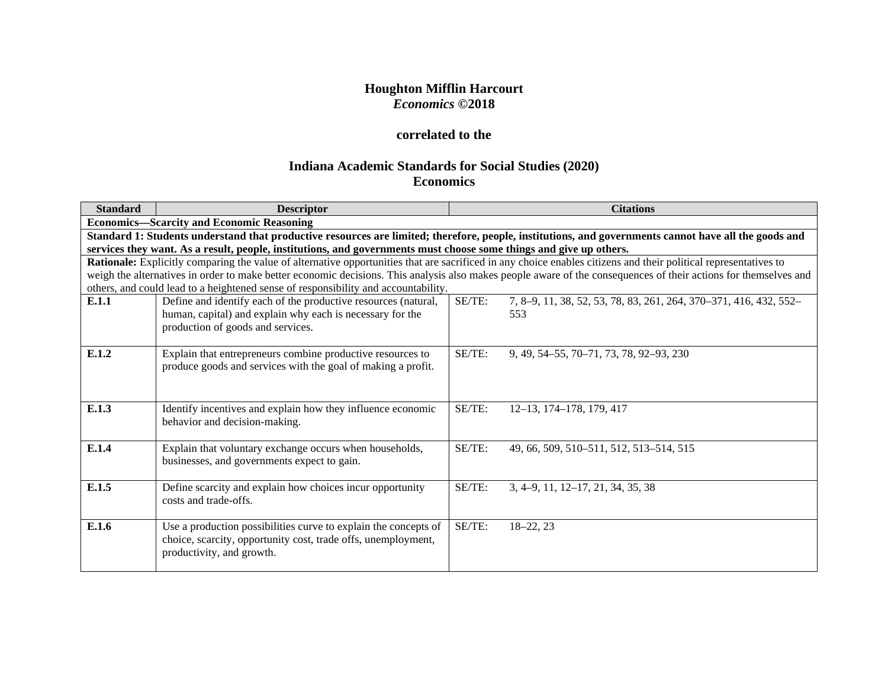# Houghton Mifflin Harcourt
## *Economics* ©2018

### correlated to the

### Indiana Academic Standards for Social Studies (2020)
### Economics

| Standard | Descriptor | Citations | |
|---|---|---|---|
| **Economics—Scarcity and Economic Reasoning** | | | |
| **Standard 1: Students understand that productive resources are limited; therefore, people, institutions, and governments cannot have all the goods and services they want. As a result, people, institutions, and governments must choose some things and give up others.** | | | |
| **Rationale:** Explicitly comparing the value of alternative opportunities that are sacrificed in any choice enables citizens and their political representatives to weigh the alternatives in order to make better economic decisions. This analysis also makes people aware of the consequences of their actions for themselves and others, and could lead to a heightened sense of responsibility and accountability. | | | |
| **E.1.1** | Define and identify each of the productive resources (natural, human, capital) and explain why each is necessary for the production of goods and services. | SE/TE: | 7, 8–9, 11, 38, 52, 53, 78, 83, 261, 264, 370–371, 416, 432, 552–553 |
| **E.1.2** | Explain that entrepreneurs combine productive resources to produce goods and services with the goal of making a profit. | SE/TE: | 9, 49, 54–55, 70–71, 73, 78, 92–93, 230 |
| **E.1.3** | Identify incentives and explain how they influence economic behavior and decision-making. | SE/TE: | 12–13, 174–178, 179, 417 |
| **E.1.4** | Explain that voluntary exchange occurs when households, businesses, and governments expect to gain. | SE/TE: | 49, 66, 509, 510–511, 512, 513–514, 515 |
| **E.1.5** | Define scarcity and explain how choices incur opportunity costs and trade-offs. | SE/TE: | 3, 4–9, 11, 12–17, 21, 34, 35, 38 |
| **E.1.6** | Use a production possibilities curve to explain the concepts of choice, scarcity, opportunity cost, trade offs, unemployment, productivity, and growth. | SE/TE: | 18–22, 23 |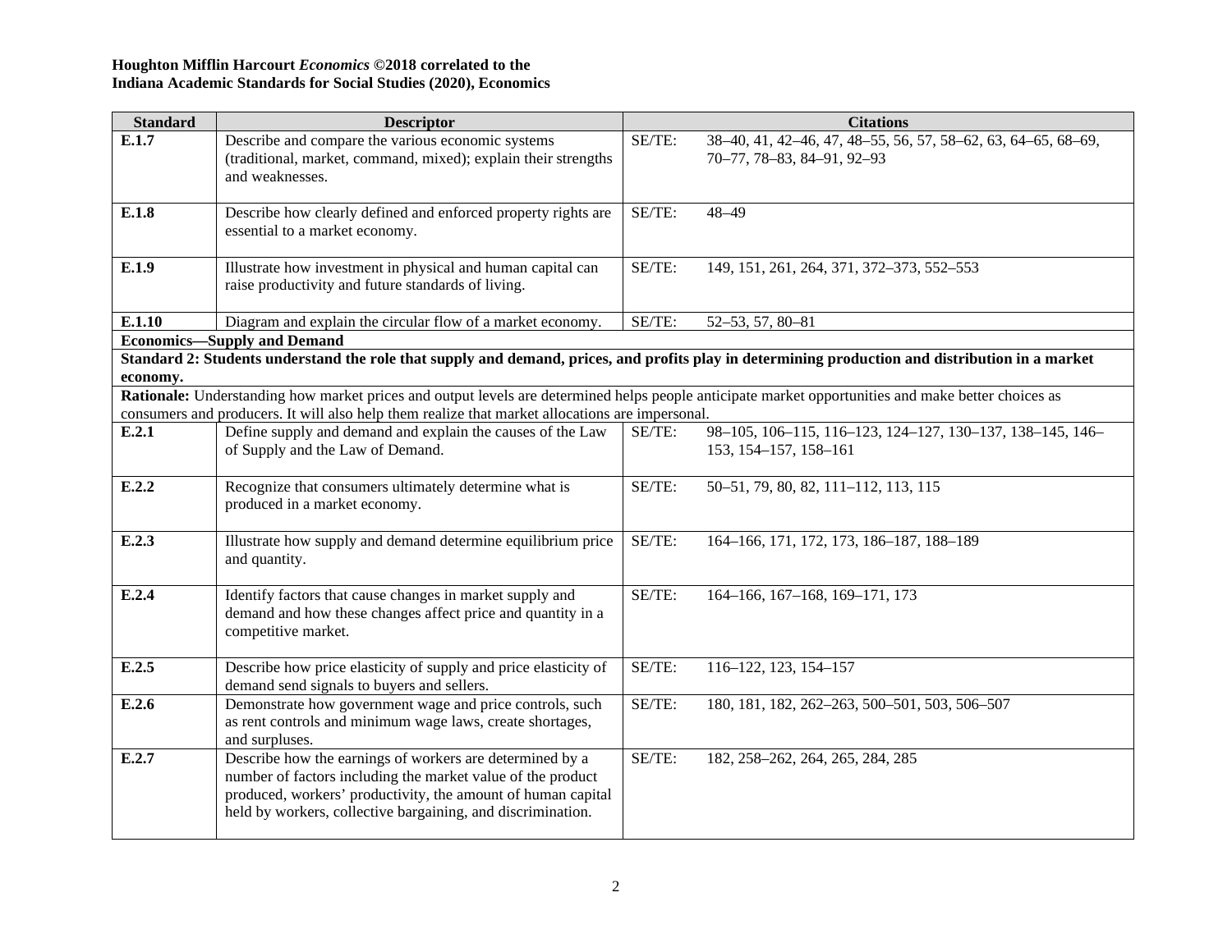**Houghton Mifflin Harcourt *Economics* ©2018 correlated to the**
**Indiana Academic Standards for Social Studies (2020), Economics**

| Standard | Descriptor | Citations | |
|---|---|---|---|
| **E.1.7** | Describe and compare the various economic systems (traditional, market, command, mixed); explain their strengths and weaknesses. | SE/TE: | 38–40, 41, 42–46, 47, 48–55, 56, 57, 58–62, 63, 64–65, 68–69, 70–77, 78–83, 84–91, 92–93 |
| **E.1.8** | Describe how clearly defined and enforced property rights are essential to a market economy. | SE/TE: | 48–49 |
| **E.1.9** | Illustrate how investment in physical and human capital can raise productivity and future standards of living. | SE/TE: | 149, 151, 261, 264, 371, 372–373, 552–553 |
| **E.1.10** | Diagram and explain the circular flow of a market economy. | SE/TE: | 52–53, 57, 80–81 |
| **Economics—Supply and Demand** | | | |
| **Standard 2: Students understand the role that supply and demand, prices, and profits play in determining production and distribution in a market economy.** | | | |
| **Rationale:** Understanding how market prices and output levels are determined helps people anticipate market opportunities and make better choices as consumers and producers. It will also help them realize that market allocations are impersonal. | | | |
| **E.2.1** | Define supply and demand and explain the causes of the Law of Supply and the Law of Demand. | SE/TE: | 98–105, 106–115, 116–123, 124–127, 130–137, 138–145, 146–153, 154–157, 158–161 |
| **E.2.2** | Recognize that consumers ultimately determine what is produced in a market economy. | SE/TE: | 50–51, 79, 80, 82, 111–112, 113, 115 |
| **E.2.3** | Illustrate how supply and demand determine equilibrium price and quantity. | SE/TE: | 164–166, 171, 172, 173, 186–187, 188–189 |
| **E.2.4** | Identify factors that cause changes in market supply and demand and how these changes affect price and quantity in a competitive market. | SE/TE: | 164–166, 167–168, 169–171, 173 |
| **E.2.5** | Describe how price elasticity of supply and price elasticity of demand send signals to buyers and sellers. | SE/TE: | 116–122, 123, 154–157 |
| **E.2.6** | Demonstrate how government wage and price controls, such as rent controls and minimum wage laws, create shortages, and surpluses. | SE/TE: | 180, 181, 182, 262–263, 500–501, 503, 506–507 |
| **E.2.7** | Describe how the earnings of workers are determined by a number of factors including the market value of the product produced, workers' productivity, the amount of human capital held by workers, collective bargaining, and discrimination. | SE/TE: | 182, 258–262, 264, 265, 284, 285 |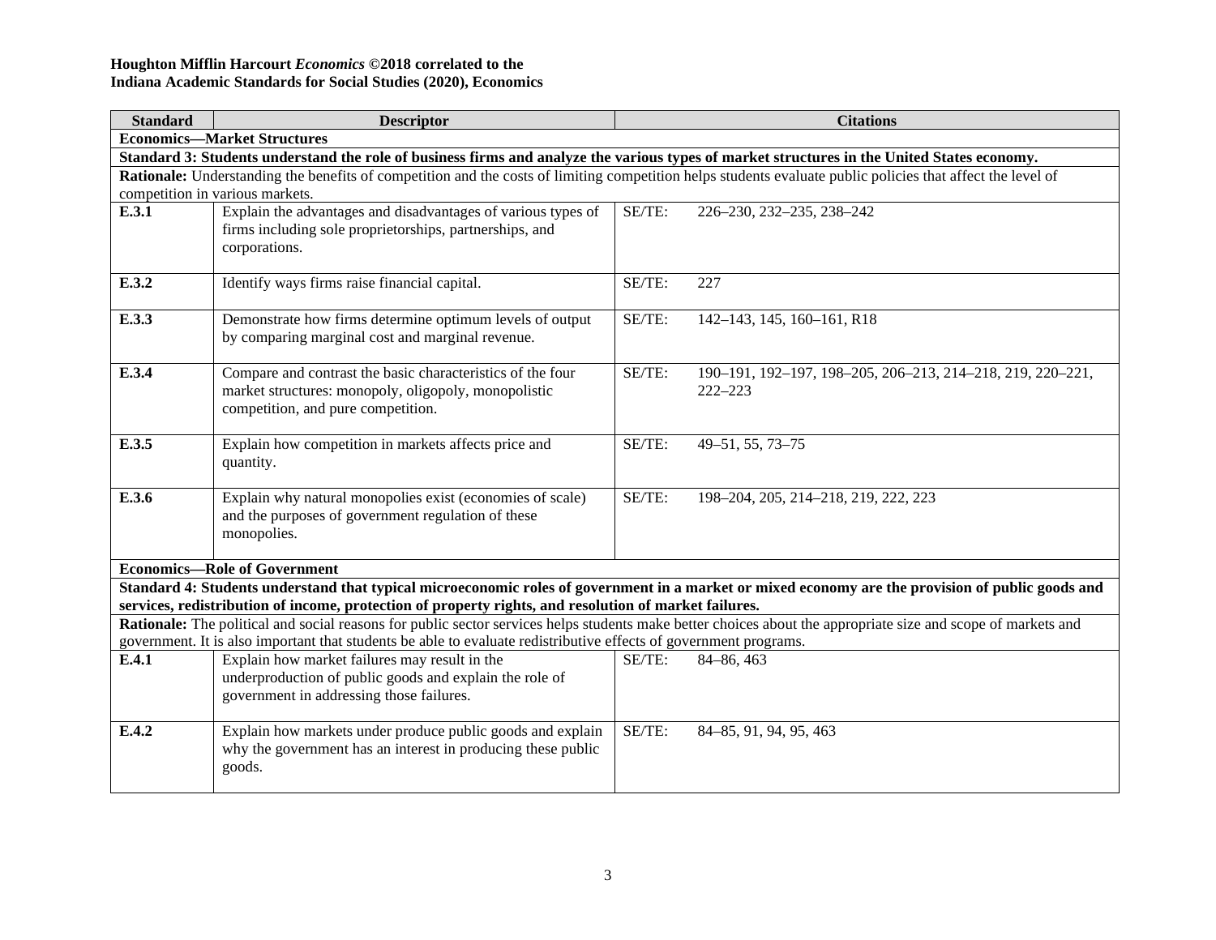**Houghton Mifflin Harcourt *Economics* ©2018 correlated to the**
**Indiana Academic Standards for Social Studies (2020), Economics**

| Standard | Descriptor | Citations | |
|---|---|---|---|
| **Economics—Market Structures** | | | |
| **Standard 3: Students understand the role of business firms and analyze the various types of market structures in the United States economy.** | | | |
| **Rationale:** Understanding the benefits of competition and the costs of limiting competition helps students evaluate public policies that affect the level of competition in various markets. | | | |
| **E.3.1** | Explain the advantages and disadvantages of various types of firms including sole proprietorships, partnerships, and corporations. | SE/TE: | 226–230, 232–235, 238–242 |
| **E.3.2** | Identify ways firms raise financial capital. | SE/TE: | 227 |
| **E.3.3** | Demonstrate how firms determine optimum levels of output by comparing marginal cost and marginal revenue. | SE/TE: | 142–143, 145, 160–161, R18 |
| **E.3.4** | Compare and contrast the basic characteristics of the four market structures: monopoly, oligopoly, monopolistic competition, and pure competition. | SE/TE: | 190–191, 192–197, 198–205, 206–213, 214–218, 219, 220–221, 222–223 |
| **E.3.5** | Explain how competition in markets affects price and quantity. | SE/TE: | 49–51, 55, 73–75 |
| **E.3.6** | Explain why natural monopolies exist (economies of scale) and the purposes of government regulation of these monopolies. | SE/TE: | 198–204, 205, 214–218, 219, 222, 223 |
| **Economics—Role of Government** | | | |
| **Standard 4: Students understand that typical microeconomic roles of government in a market or mixed economy are the provision of public goods and services, redistribution of income, protection of property rights, and resolution of market failures.** | | | |
| **Rationale:** The political and social reasons for public sector services helps students make better choices about the appropriate size and scope of markets and government. It is also important that students be able to evaluate redistributive effects of government programs. | | | |
| **E.4.1** | Explain how market failures may result in the underproduction of public goods and explain the role of government in addressing those failures. | SE/TE: | 84–86, 463 |
| **E.4.2** | Explain how markets under produce public goods and explain why the government has an interest in producing these public goods. | SE/TE: | 84–85, 91, 94, 95, 463 |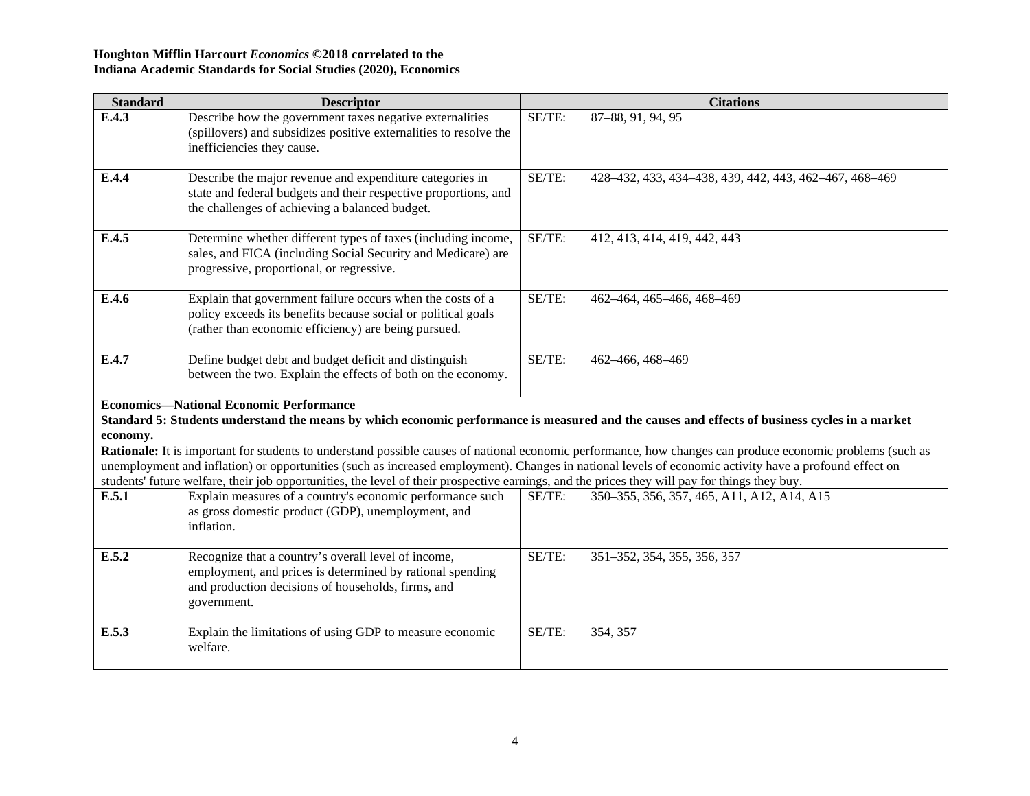**Houghton Mifflin Harcourt *Economics* ©2018 correlated to the**
**Indiana Academic Standards for Social Studies (2020), Economics**

| Standard | Descriptor | Citations | |
|---|---|---|---|
| **E.4.3** | Describe how the government taxes negative externalities (spillovers) and subsidizes positive externalities to resolve the inefficiencies they cause. | SE/TE: | 87–88, 91, 94, 95 |
| **E.4.4** | Describe the major revenue and expenditure categories in state and federal budgets and their respective proportions, and the challenges of achieving a balanced budget. | SE/TE: | 428–432, 433, 434–438, 439, 442, 443, 462–467, 468–469 |
| **E.4.5** | Determine whether different types of taxes (including income, sales, and FICA (including Social Security and Medicare) are progressive, proportional, or regressive. | SE/TE: | 412, 413, 414, 419, 442, 443 |
| **E.4.6** | Explain that government failure occurs when the costs of a policy exceeds its benefits because social or political goals (rather than economic efficiency) are being pursued. | SE/TE: | 462–464, 465–466, 468–469 |
| **E.4.7** | Define budget debt and budget deficit and distinguish between the two. Explain the effects of both on the economy. | SE/TE: | 462–466, 468–469 |
| **Economics—National Economic Performance** | | | |
| **Standard 5: Students understand the means by which economic performance is measured and the causes and effects of business cycles in a market economy.** | | | |
| **Rationale:** It is important for students to understand possible causes of national economic performance, how changes can produce economic problems (such as unemployment and inflation) or opportunities (such as increased employment). Changes in national levels of economic activity have a profound effect on students' future welfare, their job opportunities, the level of their prospective earnings, and the prices they will pay for things they buy. | | | |
| **E.5.1** | Explain measures of a country's economic performance such as gross domestic product (GDP), unemployment, and inflation. | SE/TE: | 350–355, 356, 357, 465, A11, A12, A14, A15 |
| **E.5.2** | Recognize that a country's overall level of income, employment, and prices is determined by rational spending and production decisions of households, firms, and government. | SE/TE: | 351–352, 354, 355, 356, 357 |
| **E.5.3** | Explain the limitations of using GDP to measure economic welfare. | SE/TE: | 354, 357 |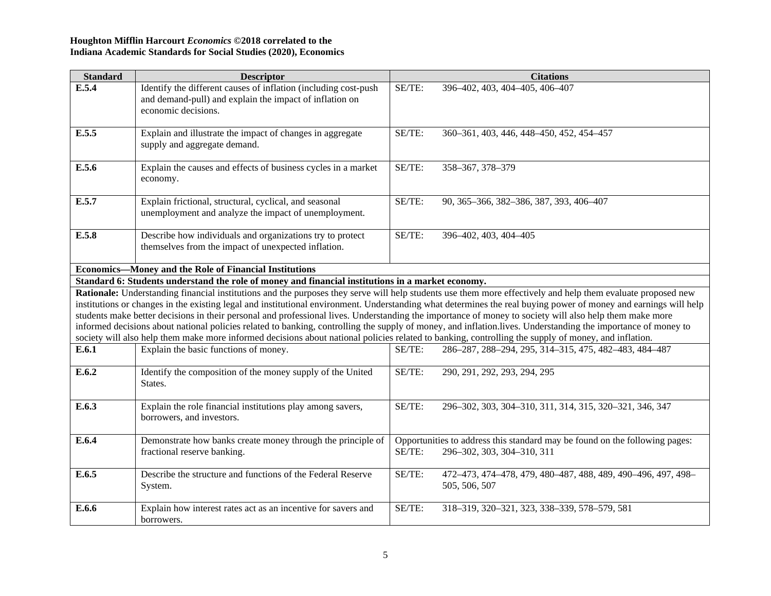**Houghton Mifflin Harcourt *Economics* ©2018 correlated to the**
**Indiana Academic Standards for Social Studies (2020), Economics**

| Standard | Descriptor | Citations |
|---|---|---|
| **E.5.4** | Identify the different causes of inflation (including cost-push and demand-pull) and explain the impact of inflation on economic decisions. | SE/TE: 396–402, 403, 404–405, 406–407 |
| **E.5.5** | Explain and illustrate the impact of changes in aggregate supply and aggregate demand. | SE/TE: 360–361, 403, 446, 448–450, 452, 454–457 |
| **E.5.6** | Explain the causes and effects of business cycles in a market economy. | SE/TE: 358–367, 378–379 |
| **E.5.7** | Explain frictional, structural, cyclical, and seasonal unemployment and analyze the impact of unemployment. | SE/TE: 90, 365–366, 382–386, 387, 393, 406–407 |
| **E.5.8** | Describe how individuals and organizations try to protect themselves from the impact of unexpected inflation. | SE/TE: 396–402, 403, 404–405 |
| **Economics—Money and the Role of Financial Institutions** | | |
| **Standard 6: Students understand the role of money and financial institutions in a market economy.** | | |
| **Rationale:** Understanding financial institutions and the purposes they serve will help students use them more effectively and help them evaluate proposed new institutions or changes in the existing legal and institutional environment. Understanding what determines the real buying power of money and earnings will help students make better decisions in their personal and professional lives. Understanding the importance of money to society will also help them make more informed decisions about national policies related to banking, controlling the supply of money, and inflation.lives. Understanding the importance of money to society will also help them make more informed decisions about national policies related to banking, controlling the supply of money, and inflation. | | |
| **E.6.1** | Explain the basic functions of money. | SE/TE: 286–287, 288–294, 295, 314–315, 475, 482–483, 484–487 |
| **E.6.2** | Identify the composition of the money supply of the United States. | SE/TE: 290, 291, 292, 293, 294, 295 |
| **E.6.3** | Explain the role financial institutions play among savers, borrowers, and investors. | SE/TE: 296–302, 303, 304–310, 311, 314, 315, 320–321, 346, 347 |
| **E.6.4** | Demonstrate how banks create money through the principle of fractional reserve banking. | Opportunities to address this standard may be found on the following pages: SE/TE: 296–302, 303, 304–310, 311 |
| **E.6.5** | Describe the structure and functions of the Federal Reserve System. | SE/TE: 472–473, 474–478, 479, 480–487, 488, 489, 490–496, 497, 498–505, 506, 507 |
| **E.6.6** | Explain how interest rates act as an incentive for savers and borrowers. | SE/TE: 318–319, 320–321, 323, 338–339, 578–579, 581 |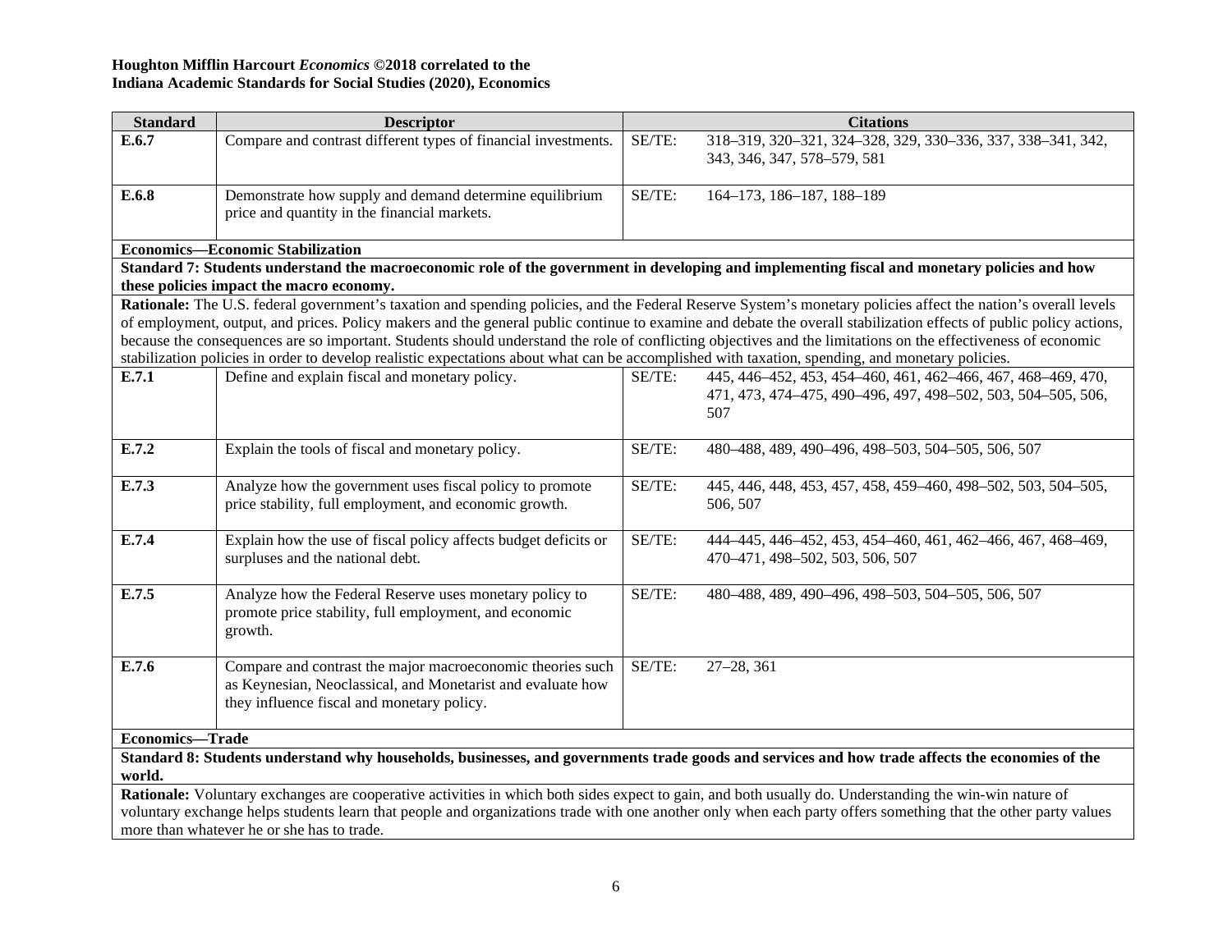**Houghton Mifflin Harcourt *Economics* ©2018 correlated to the**
**Indiana Academic Standards for Social Studies (2020), Economics**

| Standard | Descriptor | Citations | |
|---|---|---|---|
| **E.6.7** | Compare and contrast different types of financial investments. | SE/TE: | 318–319, 320–321, 324–328, 329, 330–336, 337, 338–341, 342, 343, 346, 347, 578–579, 581 |
| **E.6.8** | Demonstrate how supply and demand determine equilibrium price and quantity in the financial markets. | SE/TE: | 164–173, 186–187, 188–189 |
| **Economics—Economic Stabilization** | | | |
| **Standard 7: Students understand the macroeconomic role of the government in developing and implementing fiscal and monetary policies and how these policies impact the macro economy.** | | | |
| **Rationale:** The U.S. federal government's taxation and spending policies, and the Federal Reserve System's monetary policies affect the nation's overall levels of employment, output, and prices. Policy makers and the general public continue to examine and debate the overall stabilization effects of public policy actions, because the consequences are so important. Students should understand the role of conflicting objectives and the limitations on the effectiveness of economic stabilization policies in order to develop realistic expectations about what can be accomplished with taxation, spending, and monetary policies. | | | |
| **E.7.1** | Define and explain fiscal and monetary policy. | SE/TE: | 445, 446–452, 453, 454–460, 461, 462–466, 467, 468–469, 470, 471, 473, 474–475, 490–496, 497, 498–502, 503, 504–505, 506, 507 |
| **E.7.2** | Explain the tools of fiscal and monetary policy. | SE/TE: | 480–488, 489, 490–496, 498–503, 504–505, 506, 507 |
| **E.7.3** | Analyze how the government uses fiscal policy to promote price stability, full employment, and economic growth. | SE/TE: | 445, 446, 448, 453, 457, 458, 459–460, 498–502, 503, 504–505, 506, 507 |
| **E.7.4** | Explain how the use of fiscal policy affects budget deficits or surpluses and the national debt. | SE/TE: | 444–445, 446–452, 453, 454–460, 461, 462–466, 467, 468–469, 470–471, 498–502, 503, 506, 507 |
| **E.7.5** | Analyze how the Federal Reserve uses monetary policy to promote price stability, full employment, and economic growth. | SE/TE: | 480–488, 489, 490–496, 498–503, 504–505, 506, 507 |
| **E.7.6** | Compare and contrast the major macroeconomic theories such as Keynesian, Neoclassical, and Monetarist and evaluate how they influence fiscal and monetary policy. | SE/TE: | 27–28, 361 |
| **Economics—Trade** | | | |
| **Standard 8: Students understand why households, businesses, and governments trade goods and services and how trade affects the economies of the world.** | | | |
| **Rationale:** Voluntary exchanges are cooperative activities in which both sides expect to gain, and both usually do. Understanding the win-win nature of voluntary exchange helps students learn that people and organizations trade with one another only when each party offers something that the other party values more than whatever he or she has to trade. | | | |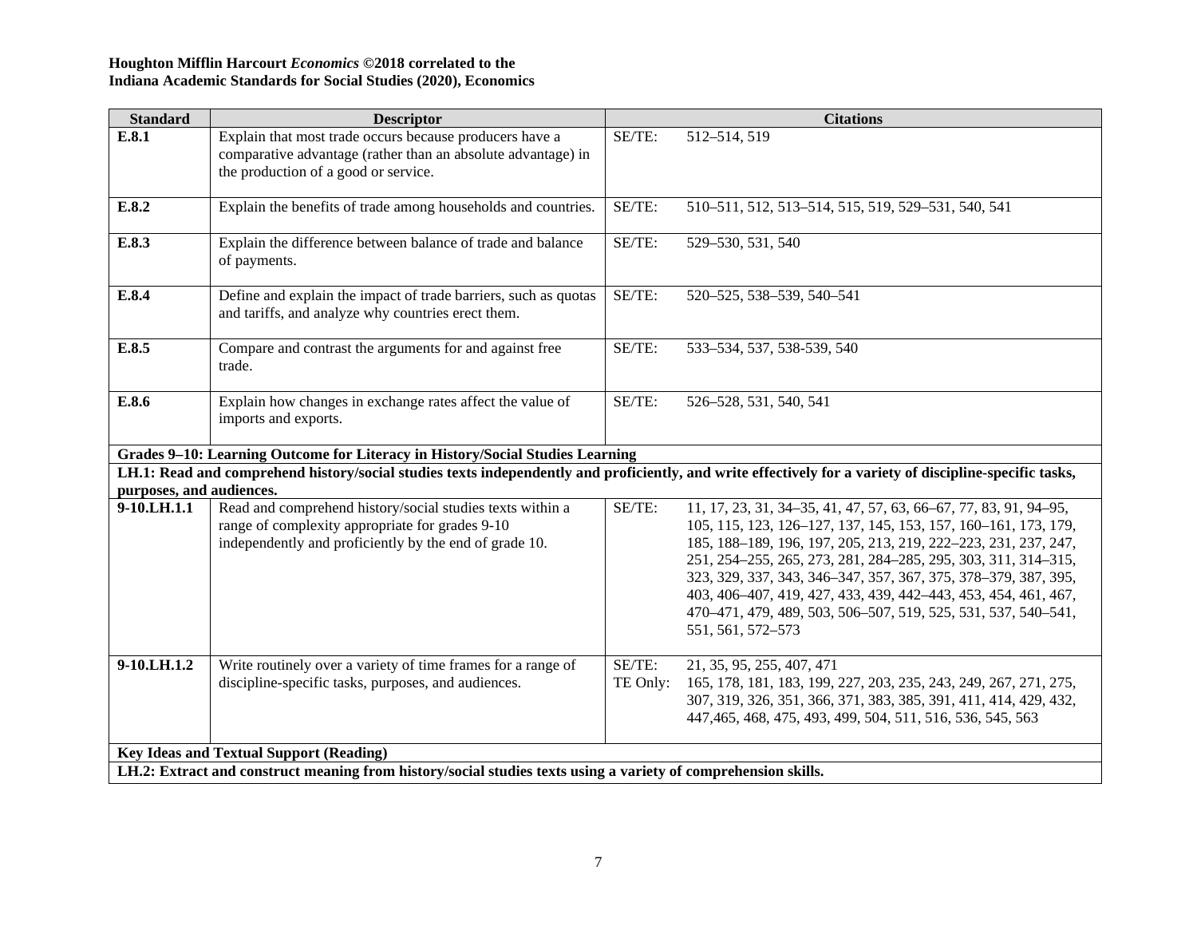**Houghton Mifflin Harcourt *Economics* ©2018 correlated to the**
**Indiana Academic Standards for Social Studies (2020), Economics**

| Standard | Descriptor | Citations | |
|---|---|---|---|
| **E.8.1** | Explain that most trade occurs because producers have a comparative advantage (rather than an absolute advantage) in the production of a good or service. | SE/TE: | 512–514, 519 |
| **E.8.2** | Explain the benefits of trade among households and countries. | SE/TE: | 510–511, 512, 513–514, 515, 519, 529–531, 540, 541 |
| **E.8.3** | Explain the difference between balance of trade and balance of payments. | SE/TE: | 529–530, 531, 540 |
| **E.8.4** | Define and explain the impact of trade barriers, such as quotas and tariffs, and analyze why countries erect them. | SE/TE: | 520–525, 538–539, 540–541 |
| **E.8.5** | Compare and contrast the arguments for and against free trade. | SE/TE: | 533–534, 537, 538-539, 540 |
| **E.8.6** | Explain how changes in exchange rates affect the value of imports and exports. | SE/TE: | 526–528, 531, 540, 541 |
| **Grades 9–10: Learning Outcome for Literacy in History/Social Studies Learning** | | | |
| **LH.1: Read and comprehend history/social studies texts independently and proficiently, and write effectively for a variety of discipline-specific tasks, purposes, and audiences.** | | | |
| **9-10.LH.1.1** | Read and comprehend history/social studies texts within a range of complexity appropriate for grades 9-10 independently and proficiently by the end of grade 10. | SE/TE: | 11, 17, 23, 31, 34–35, 41, 47, 57, 63, 66–67, 77, 83, 91, 94–95, 105, 115, 123, 126–127, 137, 145, 153, 157, 160–161, 173, 179, 185, 188–189, 196, 197, 205, 213, 219, 222–223, 231, 237, 247, 251, 254–255, 265, 273, 281, 284–285, 295, 303, 311, 314–315, 323, 329, 337, 343, 346–347, 357, 367, 375, 378–379, 387, 395, 403, 406–407, 419, 427, 433, 439, 442–443, 453, 454, 461, 467, 470–471, 479, 489, 503, 506–507, 519, 525, 531, 537, 540–541, 551, 561, 572–573 |
| **9-10.LH.1.2** | Write routinely over a variety of time frames for a range of discipline-specific tasks, purposes, and audiences. | SE/TE:<br>TE Only: | 21, 35, 95, 255, 407, 471<br>165, 178, 181, 183, 199, 227, 203, 235, 243, 249, 267, 271, 275, 307, 319, 326, 351, 366, 371, 383, 385, 391, 411, 414, 429, 432, 447,465, 468, 475, 493, 499, 504, 511, 516, 536, 545, 563 |
| **Key Ideas and Textual Support (Reading)** | | | |
| **LH.2: Extract and construct meaning from history/social studies texts using a variety of comprehension skills.** | | | |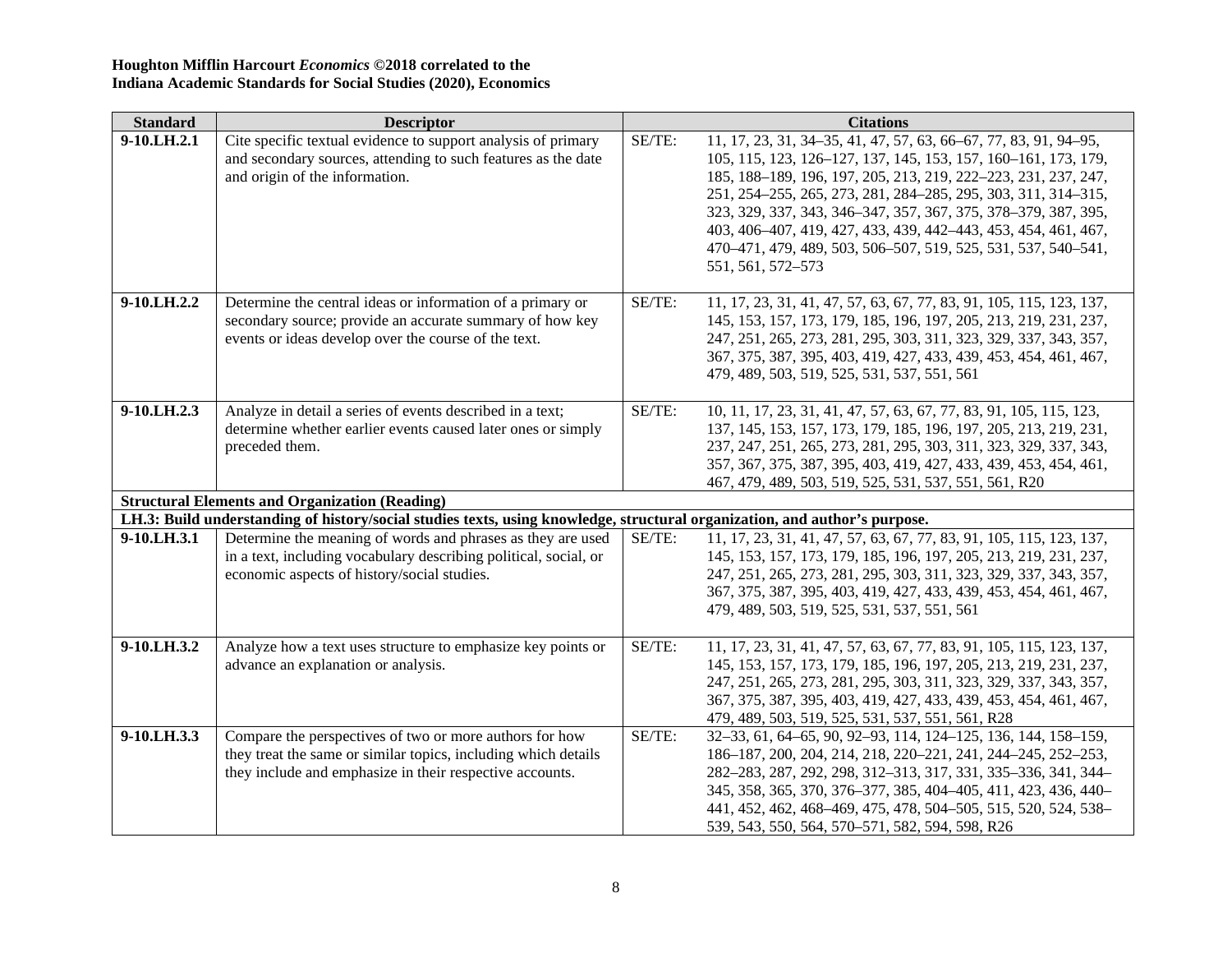**Houghton Mifflin Harcourt *Economics* ©2018 correlated to the**
**Indiana Academic Standards for Social Studies (2020), Economics**

| Standard | Descriptor | Citations | |
|---|---|---|---|
| **9-10.LH.2.1** | Cite specific textual evidence to support analysis of primary and secondary sources, attending to such features as the date and origin of the information. | SE/TE: | 11, 17, 23, 31, 34–35, 41, 47, 57, 63, 66–67, 77, 83, 91, 94–95, 105, 115, 123, 126–127, 137, 145, 153, 157, 160–161, 173, 179, 185, 188–189, 196, 197, 205, 213, 219, 222–223, 231, 237, 247, 251, 254–255, 265, 273, 281, 284–285, 295, 303, 311, 314–315, 323, 329, 337, 343, 346–347, 357, 367, 375, 378–379, 387, 395, 403, 406–407, 419, 427, 433, 439, 442–443, 453, 454, 461, 467, 470–471, 479, 489, 503, 506–507, 519, 525, 531, 537, 540–541, 551, 561, 572–573 |
| **9-10.LH.2.2** | Determine the central ideas or information of a primary or secondary source; provide an accurate summary of how key events or ideas develop over the course of the text. | SE/TE: | 11, 17, 23, 31, 41, 47, 57, 63, 67, 77, 83, 91, 105, 115, 123, 137, 145, 153, 157, 173, 179, 185, 196, 197, 205, 213, 219, 231, 237, 247, 251, 265, 273, 281, 295, 303, 311, 323, 329, 337, 343, 357, 367, 375, 387, 395, 403, 419, 427, 433, 439, 453, 454, 461, 467, 479, 489, 503, 519, 525, 531, 537, 551, 561 |
| **9-10.LH.2.3** | Analyze in detail a series of events described in a text; determine whether earlier events caused later ones or simply preceded them. | SE/TE: | 10, 11, 17, 23, 31, 41, 47, 57, 63, 67, 77, 83, 91, 105, 115, 123, 137, 145, 153, 157, 173, 179, 185, 196, 197, 205, 213, 219, 231, 237, 247, 251, 265, 273, 281, 295, 303, 311, 323, 329, 337, 343, 357, 367, 375, 387, 395, 403, 419, 427, 433, 439, 453, 454, 461, 467, 479, 489, 503, 519, 525, 531, 537, 551, 561, R20 |
| **Structural Elements and Organization (Reading)** | | | |
| **LH.3: Build understanding of history/social studies texts, using knowledge, structural organization, and author's purpose.** | | | |
| **9-10.LH.3.1** | Determine the meaning of words and phrases as they are used in a text, including vocabulary describing political, social, or economic aspects of history/social studies. | SE/TE: | 11, 17, 23, 31, 41, 47, 57, 63, 67, 77, 83, 91, 105, 115, 123, 137, 145, 153, 157, 173, 179, 185, 196, 197, 205, 213, 219, 231, 237, 247, 251, 265, 273, 281, 295, 303, 311, 323, 329, 337, 343, 357, 367, 375, 387, 395, 403, 419, 427, 433, 439, 453, 454, 461, 467, 479, 489, 503, 519, 525, 531, 537, 551, 561 |
| **9-10.LH.3.2** | Analyze how a text uses structure to emphasize key points or advance an explanation or analysis. | SE/TE: | 11, 17, 23, 31, 41, 47, 57, 63, 67, 77, 83, 91, 105, 115, 123, 137, 145, 153, 157, 173, 179, 185, 196, 197, 205, 213, 219, 231, 237, 247, 251, 265, 273, 281, 295, 303, 311, 323, 329, 337, 343, 357, 367, 375, 387, 395, 403, 419, 427, 433, 439, 453, 454, 461, 467, 479, 489, 503, 519, 525, 531, 537, 551, 561, R28 |
| **9-10.LH.3.3** | Compare the perspectives of two or more authors for how they treat the same or similar topics, including which details they include and emphasize in their respective accounts. | SE/TE: | 32–33, 61, 64–65, 90, 92–93, 114, 124–125, 136, 144, 158–159, 186–187, 200, 204, 214, 218, 220–221, 241, 244–245, 252–253, 282–283, 287, 292, 298, 312–313, 317, 331, 335–336, 341, 344–345, 358, 365, 370, 376–377, 385, 404–405, 411, 423, 436, 440–441, 452, 462, 468–469, 475, 478, 504–505, 515, 520, 524, 538–539, 543, 550, 564, 570–571, 582, 594, 598, R26 |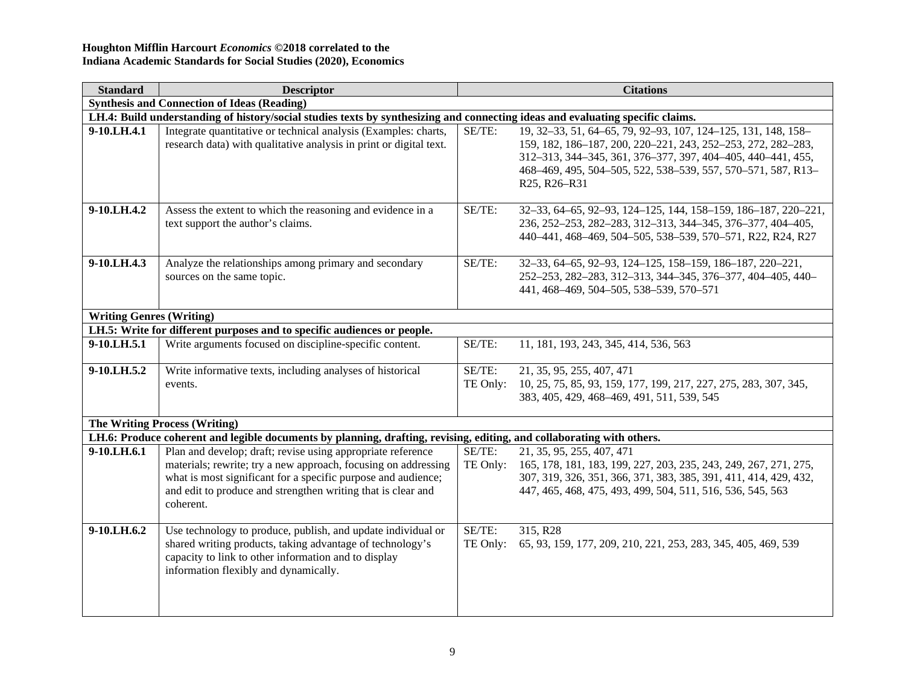**Houghton Mifflin Harcourt *Economics* ©2018 correlated to the**
**Indiana Academic Standards for Social Studies (2020), Economics**

| Standard | Descriptor | Citations |
|---|---|---|
| **Synthesis and Connection of Ideas (Reading)** | | |
| **LH.4: Build understanding of history/social studies texts by synthesizing and connecting ideas and evaluating specific claims.** | | |
| **9-10.LH.4.1** | Integrate quantitative or technical analysis (Examples: charts, research data) with qualitative analysis in print or digital text. | SE/TE: 19, 32–33, 51, 64–65, 79, 92–93, 107, 124–125, 131, 148, 158–159, 182, 186–187, 200, 220–221, 243, 252–253, 272, 282–283, 312–313, 344–345, 361, 376–377, 397, 404–405, 440–441, 455, 468–469, 495, 504–505, 522, 538–539, 557, 570–571, 587, R13–R25, R26–R31 |
| **9-10.LH.4.2** | Assess the extent to which the reasoning and evidence in a text support the author's claims. | SE/TE: 32–33, 64–65, 92–93, 124–125, 144, 158–159, 186–187, 220–221, 236, 252–253, 282–283, 312–313, 344–345, 376–377, 404–405, 440–441, 468–469, 504–505, 538–539, 570–571, R22, R24, R27 |
| **9-10.LH.4.3** | Analyze the relationships among primary and secondary sources on the same topic. | SE/TE: 32–33, 64–65, 92–93, 124–125, 158–159, 186–187, 220–221, 252–253, 282–283, 312–313, 344–345, 376–377, 404–405, 440–441, 468–469, 504–505, 538–539, 570–571 |
| **Writing Genres (Writing)** | | |
| **LH.5: Write for different purposes and to specific audiences or people.** | | |
| **9-10.LH.5.1** | Write arguments focused on discipline-specific content. | SE/TE: 11, 181, 193, 243, 345, 414, 536, 563 |
| **9-10.LH.5.2** | Write informative texts, including analyses of historical events. | SE/TE: 21, 35, 95, 255, 407, 471<br>TE Only: 10, 25, 75, 85, 93, 159, 177, 199, 217, 227, 275, 283, 307, 345, 383, 405, 429, 468–469, 491, 511, 539, 545 |
| **The Writing Process (Writing)** | | |
| **LH.6: Produce coherent and legible documents by planning, drafting, revising, editing, and collaborating with others.** | | |
| **9-10.LH.6.1** | Plan and develop; draft; revise using appropriate reference materials; rewrite; try a new approach, focusing on addressing what is most significant for a specific purpose and audience; and edit to produce and strengthen writing that is clear and coherent. | SE/TE: 21, 35, 95, 255, 407, 471<br>TE Only: 165, 178, 181, 183, 199, 227, 203, 235, 243, 249, 267, 271, 275, 307, 319, 326, 351, 366, 371, 383, 385, 391, 411, 414, 429, 432, 447, 465, 468, 475, 493, 499, 504, 511, 516, 536, 545, 563 |
| **9-10.LH.6.2** | Use technology to produce, publish, and update individual or shared writing products, taking advantage of technology's capacity to link to other information and to display information flexibly and dynamically. | SE/TE: 315, R28<br>TE Only: 65, 93, 159, 177, 209, 210, 221, 253, 283, 345, 405, 469, 539 |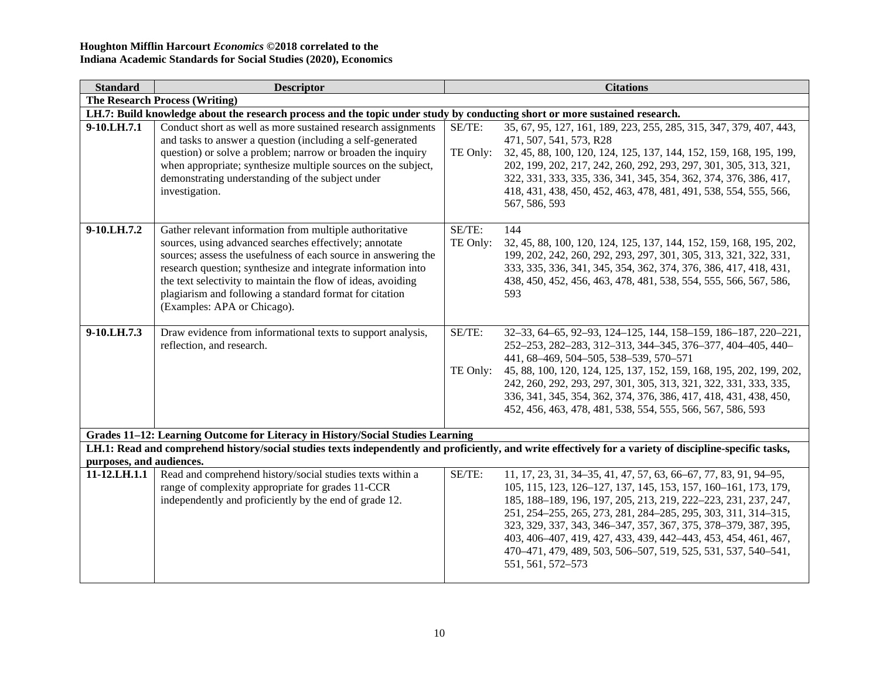**Houghton Mifflin Harcourt *Economics* ©2018 correlated to the**
**Indiana Academic Standards for Social Studies (2020), Economics**

| Standard | Descriptor | Citations |
|---|---|---|
| **The Research Process (Writing)** | | |
| **LH.7: Build knowledge about the research process and the topic under study by conducting short or more sustained research.** | | |
| **9-10.LH.7.1** | Conduct short as well as more sustained research assignments and tasks to answer a question (including a self-generated question) or solve a problem; narrow or broaden the inquiry when appropriate; synthesize multiple sources on the subject, demonstrating understanding of the subject under investigation. | SE/TE: 35, 67, 95, 127, 161, 189, 223, 255, 285, 315, 347, 379, 407, 443, 471, 507, 541, 573, R28<br>TE Only: 32, 45, 88, 100, 120, 124, 125, 137, 144, 152, 159, 168, 195, 199, 202, 199, 202, 217, 242, 260, 292, 293, 297, 301, 305, 313, 321, 322, 331, 333, 335, 336, 341, 345, 354, 362, 374, 376, 386, 417, 418, 431, 438, 450, 452, 463, 478, 481, 491, 538, 554, 555, 566, 567, 586, 593 |
| **9-10.LH.7.2** | Gather relevant information from multiple authoritative sources, using advanced searches effectively; annotate sources; assess the usefulness of each source in answering the research question; synthesize and integrate information into the text selectivity to maintain the flow of ideas, avoiding plagiarism and following a standard format for citation (Examples: APA or Chicago). | SE/TE: 144<br>TE Only: 32, 45, 88, 100, 120, 124, 125, 137, 144, 152, 159, 168, 195, 202, 199, 202, 242, 260, 292, 293, 297, 301, 305, 313, 321, 322, 331, 333, 335, 336, 341, 345, 354, 362, 374, 376, 386, 417, 418, 431, 438, 450, 452, 456, 463, 478, 481, 538, 554, 555, 566, 567, 586, 593 |
| **9-10.LH.7.3** | Draw evidence from informational texts to support analysis, reflection, and research. | SE/TE: 32–33, 64–65, 92–93, 124–125, 144, 158–159, 186–187, 220–221, 252–253, 282–283, 312–313, 344–345, 376–377, 404–405, 440–441, 68–469, 504–505, 538–539, 570–571<br>TE Only: 45, 88, 100, 120, 124, 125, 137, 152, 159, 168, 195, 202, 199, 202, 242, 260, 292, 293, 297, 301, 305, 313, 321, 322, 331, 333, 335, 336, 341, 345, 354, 362, 374, 376, 386, 417, 418, 431, 438, 450, 452, 456, 463, 478, 481, 538, 554, 555, 566, 567, 586, 593 |
| **Grades 11–12: Learning Outcome for Literacy in History/Social Studies Learning** | | |
| **LH.1: Read and comprehend history/social studies texts independently and proficiently, and write effectively for a variety of discipline-specific tasks, purposes, and audiences.** | | |
| **11-12.LH.1.1** | Read and comprehend history/social studies texts within a range of complexity appropriate for grades 11-CCR independently and proficiently by the end of grade 12. | SE/TE: 11, 17, 23, 31, 34–35, 41, 47, 57, 63, 66–67, 77, 83, 91, 94–95, 105, 115, 123, 126–127, 137, 145, 153, 157, 160–161, 173, 179, 185, 188–189, 196, 197, 205, 213, 219, 222–223, 231, 237, 247, 251, 254–255, 265, 273, 281, 284–285, 295, 303, 311, 314–315, 323, 329, 337, 343, 346–347, 357, 367, 375, 378–379, 387, 395, 403, 406–407, 419, 427, 433, 439, 442–443, 453, 454, 461, 467, 470–471, 479, 489, 503, 506–507, 519, 525, 531, 537, 540–541, 551, 561, 572–573 |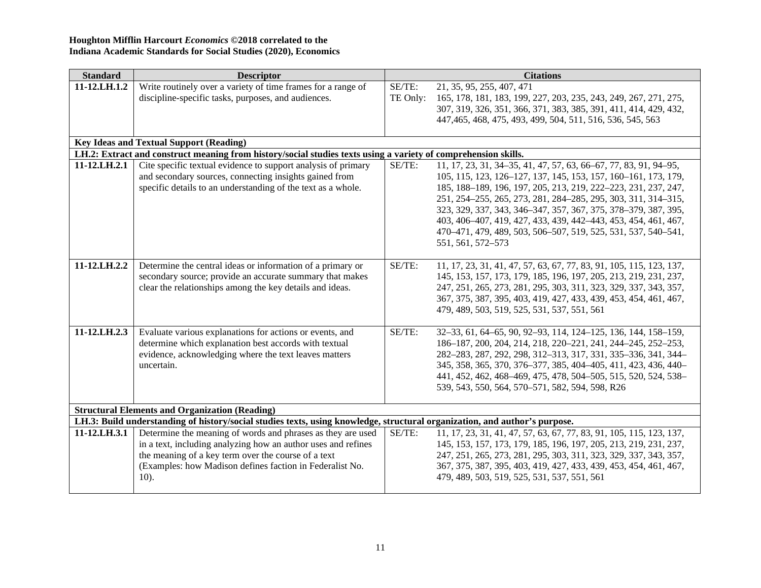**Houghton Mifflin Harcourt *Economics* ©2018 correlated to the**
**Indiana Academic Standards for Social Studies (2020), Economics**

| Standard | Descriptor | Citations |
|---|---|---|
| **11-12.LH.1.2** | Write routinely over a variety of time frames for a range of discipline-specific tasks, purposes, and audiences. | SE/TE: 21, 35, 95, 255, 407, 471<br>TE Only: 165, 178, 181, 183, 199, 227, 203, 235, 243, 249, 267, 271, 275, 307, 319, 326, 351, 366, 371, 383, 385, 391, 411, 414, 429, 432, 447,465, 468, 475, 493, 499, 504, 511, 516, 536, 545, 563 |
| **Key Ideas and Textual Support (Reading)** | | |
| **LH.2: Extract and construct meaning from history/social studies texts using a variety of comprehension skills.** | | |
| **11-12.LH.2.1** | Cite specific textual evidence to support analysis of primary and secondary sources, connecting insights gained from specific details to an understanding of the text as a whole. | SE/TE: 11, 17, 23, 31, 34–35, 41, 47, 57, 63, 66–67, 77, 83, 91, 94–95, 105, 115, 123, 126–127, 137, 145, 153, 157, 160–161, 173, 179, 185, 188–189, 196, 197, 205, 213, 219, 222–223, 231, 237, 247, 251, 254–255, 265, 273, 281, 284–285, 295, 303, 311, 314–315, 323, 329, 337, 343, 346–347, 357, 367, 375, 378–379, 387, 395, 403, 406–407, 419, 427, 433, 439, 442–443, 453, 454, 461, 467, 470–471, 479, 489, 503, 506–507, 519, 525, 531, 537, 540–541, 551, 561, 572–573 |
| **11-12.LH.2.2** | Determine the central ideas or information of a primary or secondary source; provide an accurate summary that makes clear the relationships among the key details and ideas. | SE/TE: 11, 17, 23, 31, 41, 47, 57, 63, 67, 77, 83, 91, 105, 115, 123, 137, 145, 153, 157, 173, 179, 185, 196, 197, 205, 213, 219, 231, 237, 247, 251, 265, 273, 281, 295, 303, 311, 323, 329, 337, 343, 357, 367, 375, 387, 395, 403, 419, 427, 433, 439, 453, 454, 461, 467, 479, 489, 503, 519, 525, 531, 537, 551, 561 |
| **11-12.LH.2.3** | Evaluate various explanations for actions or events, and determine which explanation best accords with textual evidence, acknowledging where the text leaves matters uncertain. | SE/TE: 32–33, 61, 64–65, 90, 92–93, 114, 124–125, 136, 144, 158–159, 186–187, 200, 204, 214, 218, 220–221, 241, 244–245, 252–253, 282–283, 287, 292, 298, 312–313, 317, 331, 335–336, 341, 344–345, 358, 365, 370, 376–377, 385, 404–405, 411, 423, 436, 440–441, 452, 462, 468–469, 475, 478, 504–505, 515, 520, 524, 538–539, 543, 550, 564, 570–571, 582, 594, 598, R26 |
| **Structural Elements and Organization (Reading)** | | |
| **LH.3: Build understanding of history/social studies texts, using knowledge, structural organization, and author's purpose.** | | |
| **11-12.LH.3.1** | Determine the meaning of words and phrases as they are used in a text, including analyzing how an author uses and refines the meaning of a key term over the course of a text (Examples: how Madison defines faction in Federalist No. 10). | SE/TE: 11, 17, 23, 31, 41, 47, 57, 63, 67, 77, 83, 91, 105, 115, 123, 137, 145, 153, 157, 173, 179, 185, 196, 197, 205, 213, 219, 231, 237, 247, 251, 265, 273, 281, 295, 303, 311, 323, 329, 337, 343, 357, 367, 375, 387, 395, 403, 419, 427, 433, 439, 453, 454, 461, 467, 479, 489, 503, 519, 525, 531, 537, 551, 561 |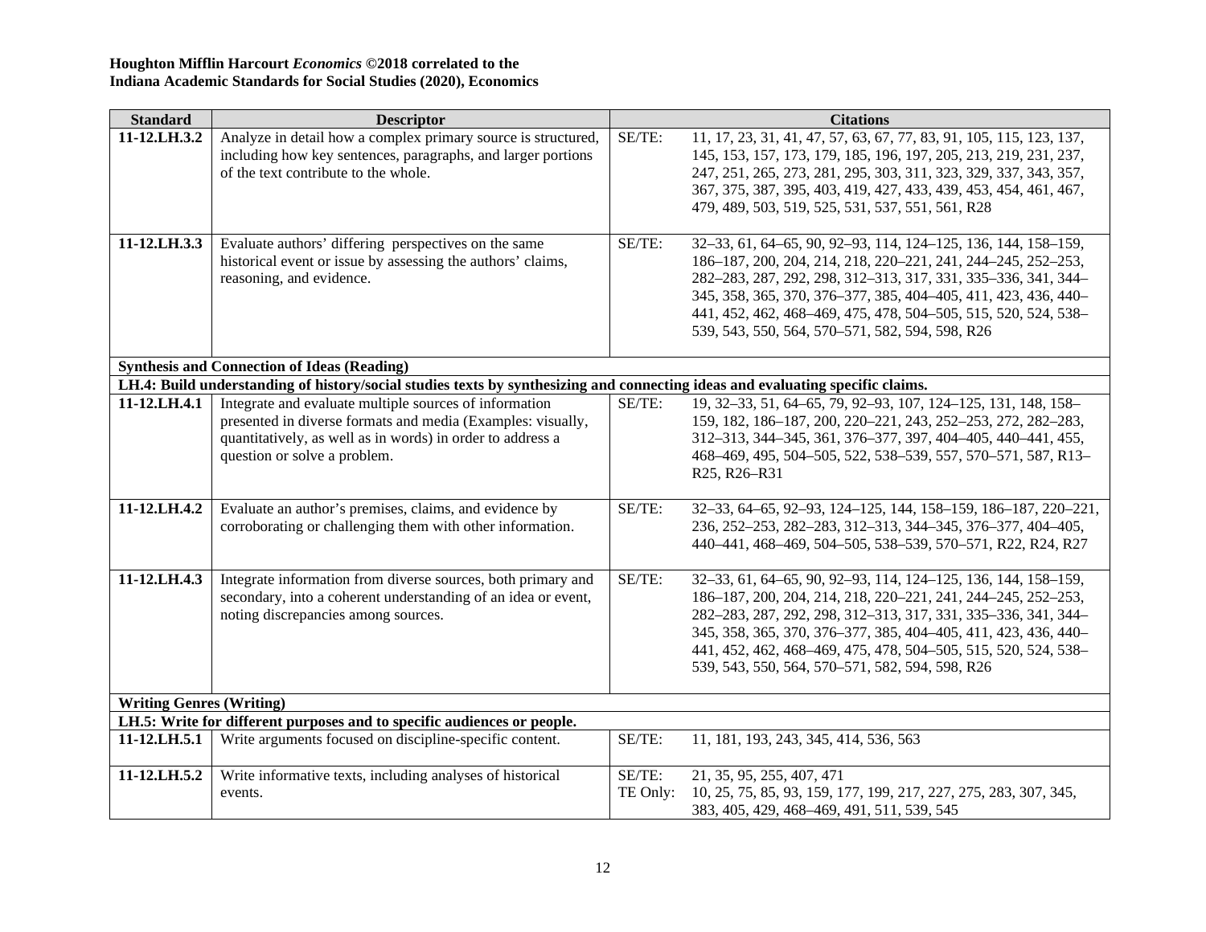**Houghton Mifflin Harcourt *Economics* ©2018 correlated to the**
**Indiana Academic Standards for Social Studies (2020), Economics**

| Standard | Descriptor | Citations | |
|---|---|---|---|
| **11-12.LH.3.2** | Analyze in detail how a complex primary source is structured, including how key sentences, paragraphs, and larger portions of the text contribute to the whole. | SE/TE: | 11, 17, 23, 31, 41, 47, 57, 63, 67, 77, 83, 91, 105, 115, 123, 137, 145, 153, 157, 173, 179, 185, 196, 197, 205, 213, 219, 231, 237, 247, 251, 265, 273, 281, 295, 303, 311, 323, 329, 337, 343, 357, 367, 375, 387, 395, 403, 419, 427, 433, 439, 453, 454, 461, 467, 479, 489, 503, 519, 525, 531, 537, 551, 561, R28 |
| **11-12.LH.3.3** | Evaluate authors' differing perspectives on the same historical event or issue by assessing the authors' claims, reasoning, and evidence. | SE/TE: | 32–33, 61, 64–65, 90, 92–93, 114, 124–125, 136, 144, 158–159, 186–187, 200, 204, 214, 218, 220–221, 241, 244–245, 252–253, 282–283, 287, 292, 298, 312–313, 317, 331, 335–336, 341, 344–345, 358, 365, 370, 376–377, 385, 404–405, 411, 423, 436, 440–441, 452, 462, 468–469, 475, 478, 504–505, 515, 520, 524, 538–539, 543, 550, 564, 570–571, 582, 594, 598, R26 |
| **Synthesis and Connection of Ideas (Reading)** | | | |
| **LH.4: Build understanding of history/social studies texts by synthesizing and connecting ideas and evaluating specific claims.** | | | |
| **11-12.LH.4.1** | Integrate and evaluate multiple sources of information presented in diverse formats and media (Examples: visually, quantitatively, as well as in words) in order to address a question or solve a problem. | SE/TE: | 19, 32–33, 51, 64–65, 79, 92–93, 107, 124–125, 131, 148, 158–159, 182, 186–187, 200, 220–221, 243, 252–253, 272, 282–283, 312–313, 344–345, 361, 376–377, 397, 404–405, 440–441, 455, 468–469, 495, 504–505, 522, 538–539, 557, 570–571, 587, R13–R25, R26–R31 |
| **11-12.LH.4.2** | Evaluate an author's premises, claims, and evidence by corroborating or challenging them with other information. | SE/TE: | 32–33, 64–65, 92–93, 124–125, 144, 158–159, 186–187, 220–221, 236, 252–253, 282–283, 312–313, 344–345, 376–377, 404–405, 440–441, 468–469, 504–505, 538–539, 570–571, R22, R24, R27 |
| **11-12.LH.4.3** | Integrate information from diverse sources, both primary and secondary, into a coherent understanding of an idea or event, noting discrepancies among sources. | SE/TE: | 32–33, 61, 64–65, 90, 92–93, 114, 124–125, 136, 144, 158–159, 186–187, 200, 204, 214, 218, 220–221, 241, 244–245, 252–253, 282–283, 287, 292, 298, 312–313, 317, 331, 335–336, 341, 344–345, 358, 365, 370, 376–377, 385, 404–405, 411, 423, 436, 440–441, 452, 462, 468–469, 475, 478, 504–505, 515, 520, 524, 538–539, 543, 550, 564, 570–571, 582, 594, 598, R26 |
| **Writing Genres (Writing)** | | | |
| **LH.5: Write for different purposes and to specific audiences or people.** | | | |
| **11-12.LH.5.1** | Write arguments focused on discipline-specific content. | SE/TE: | 11, 181, 193, 243, 345, 414, 536, 563 |
| **11-12.LH.5.2** | Write informative texts, including analyses of historical events. | SE/TE:<br>TE Only: | 21, 35, 95, 255, 407, 471<br>10, 25, 75, 85, 93, 159, 177, 199, 217, 227, 275, 283, 307, 345, 383, 405, 429, 468–469, 491, 511, 539, 545 |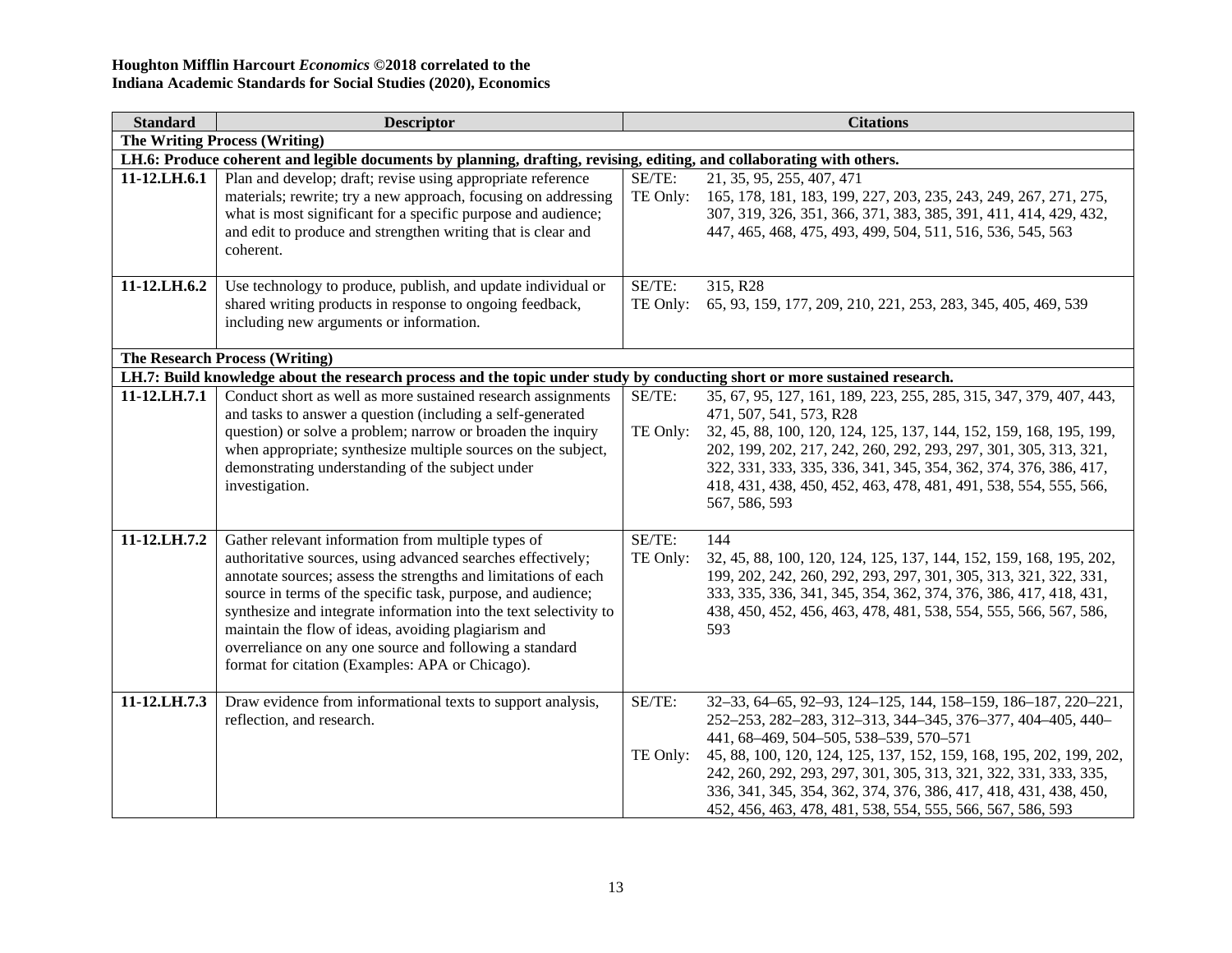**Houghton Mifflin Harcourt *Economics* ©2018 correlated to the**
**Indiana Academic Standards for Social Studies (2020), Economics**

| Standard | Descriptor | Citations |
|---|---|---|
| **The Writing Process (Writing)** | | |
| **LH.6: Produce coherent and legible documents by planning, drafting, revising, editing, and collaborating with others.** | | |
| **11-12.LH.6.1** | Plan and develop; draft; revise using appropriate reference materials; rewrite; try a new approach, focusing on addressing what is most significant for a specific purpose and audience; and edit to produce and strengthen writing that is clear and coherent. | SE/TE: 21, 35, 95, 255, 407, 471<br>TE Only: 165, 178, 181, 183, 199, 227, 203, 235, 243, 249, 267, 271, 275, 307, 319, 326, 351, 366, 371, 383, 385, 391, 411, 414, 429, 432, 447, 465, 468, 475, 493, 499, 504, 511, 516, 536, 545, 563 |
| **11-12.LH.6.2** | Use technology to produce, publish, and update individual or shared writing products in response to ongoing feedback, including new arguments or information. | SE/TE: 315, R28<br>TE Only: 65, 93, 159, 177, 209, 210, 221, 253, 283, 345, 405, 469, 539 |
| **The Research Process (Writing)** | | |
| **LH.7: Build knowledge about the research process and the topic under study by conducting short or more sustained research.** | | |
| **11-12.LH.7.1** | Conduct short as well as more sustained research assignments and tasks to answer a question (including a self-generated question) or solve a problem; narrow or broaden the inquiry when appropriate; synthesize multiple sources on the subject, demonstrating understanding of the subject under investigation. | SE/TE: 35, 67, 95, 127, 161, 189, 223, 255, 285, 315, 347, 379, 407, 443, 471, 507, 541, 573, R28<br>TE Only: 32, 45, 88, 100, 120, 124, 125, 137, 144, 152, 159, 168, 195, 199, 202, 199, 202, 217, 242, 260, 292, 293, 297, 301, 305, 313, 321, 322, 331, 333, 335, 336, 341, 345, 354, 362, 374, 376, 386, 417, 418, 431, 438, 450, 452, 463, 478, 481, 491, 538, 554, 555, 566, 567, 586, 593 |
| **11-12.LH.7.2** | Gather relevant information from multiple types of authoritative sources, using advanced searches effectively; annotate sources; assess the strengths and limitations of each source in terms of the specific task, purpose, and audience; synthesize and integrate information into the text selectivity to maintain the flow of ideas, avoiding plagiarism and overreliance on any one source and following a standard format for citation (Examples: APA or Chicago). | SE/TE: 144<br>TE Only: 32, 45, 88, 100, 120, 124, 125, 137, 144, 152, 159, 168, 195, 202, 199, 202, 242, 260, 292, 293, 297, 301, 305, 313, 321, 322, 331, 333, 335, 336, 341, 345, 354, 362, 374, 376, 386, 417, 418, 431, 438, 450, 452, 456, 463, 478, 481, 538, 554, 555, 566, 567, 586, 593 |
| **11-12.LH.7.3** | Draw evidence from informational texts to support analysis, reflection, and research. | SE/TE: 32–33, 64–65, 92–93, 124–125, 144, 158–159, 186–187, 220–221, 252–253, 282–283, 312–313, 344–345, 376–377, 404–405, 440–441, 68–469, 504–505, 538–539, 570–571<br>TE Only: 45, 88, 100, 120, 124, 125, 137, 152, 159, 168, 195, 202, 199, 202, 242, 260, 292, 293, 297, 301, 305, 313, 321, 322, 331, 333, 335, 336, 341, 345, 354, 362, 374, 376, 386, 417, 418, 431, 438, 450, 452, 456, 463, 478, 481, 538, 554, 555, 566, 567, 586, 593 |